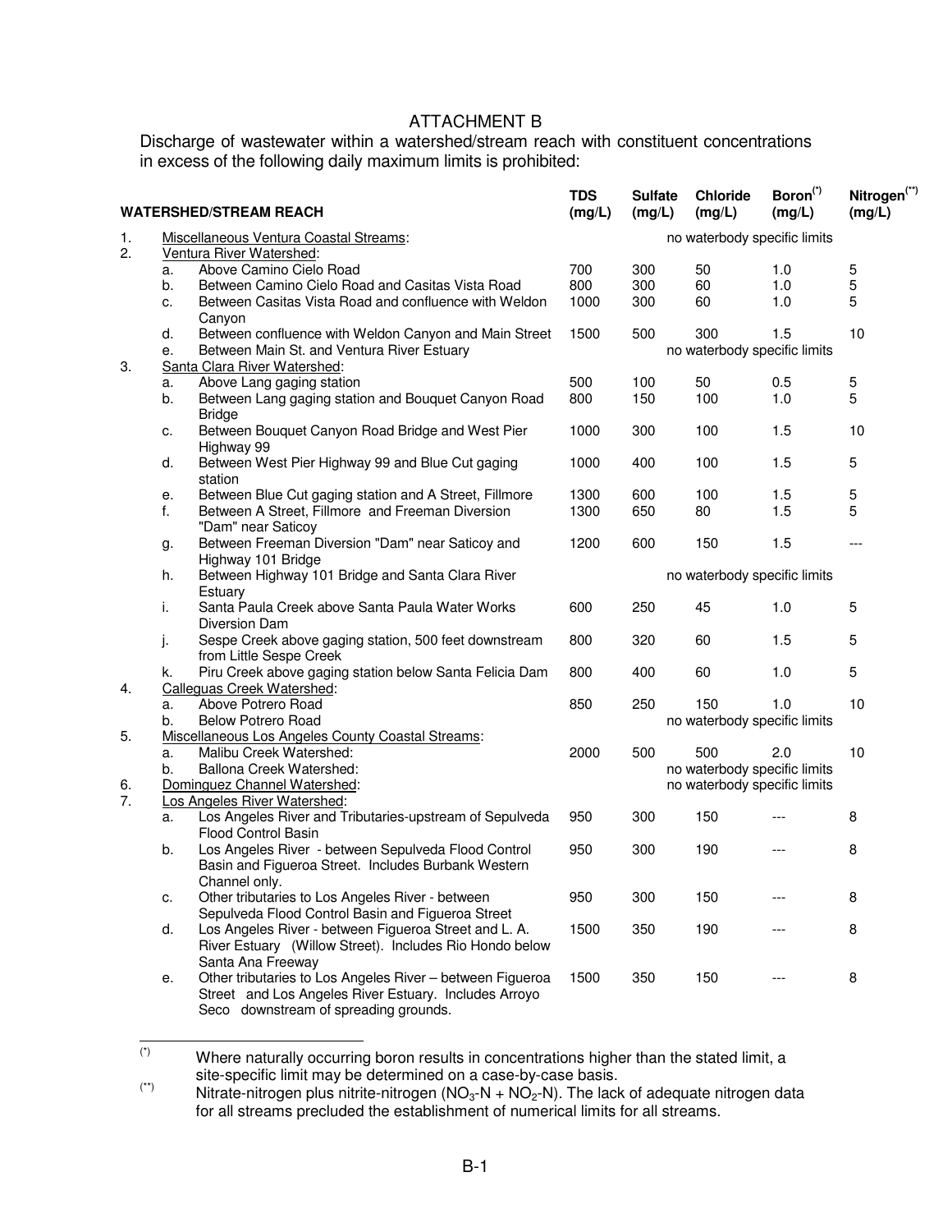# ATTACHMENT B

Discharge of wastewater within a watershed/stream reach with constituent concentrations in excess of the following daily maximum limits is prohibited:

| | | WATERSHED/STREAM REACH | TDS (mg/L) | Sulfate (mg/L) | Chloride (mg/L) | Boron[*] (mg/L) | Nitrogen[**] (mg/L) |
|---|---|---|---|---|---|---|---|
| 1. | | Miscellaneous Ventura Coastal Streams: | | | no waterbody specific limits | | |
| 2. | | Ventura River Watershed: | | | | | |
| | a. | Above Camino Cielo Road | 700 | 300 | 50 | 1.0 | 5 |
| | b. | Between Camino Cielo Road and Casitas Vista Road | 800 | 300 | 60 | 1.0 | 5 |
| | c. | Between Casitas Vista Road and confluence with Weldon Canyon | 1000 | 300 | 60 | 1.0 | 5 |
| | d. | Between confluence with Weldon Canyon and Main Street | 1500 | 500 | 300 | 1.5 | 10 |
| | e. | Between Main St. and Ventura River Estuary | | | no waterbody specific limits | | |
| 3. | | Santa Clara River Watershed: | | | | | |
| | a. | Above Lang gaging station | 500 | 100 | 50 | 0.5 | 5 |
| | b. | Between Lang gaging station and Bouquet Canyon Road Bridge | 800 | 150 | 100 | 1.0 | 5 |
| | c. | Between Bouquet Canyon Road Bridge and West Pier Highway 99 | 1000 | 300 | 100 | 1.5 | 10 |
| | d. | Between West Pier Highway 99 and Blue Cut gaging station | 1000 | 400 | 100 | 1.5 | 5 |
| | e. | Between Blue Cut gaging station and A Street, Fillmore | 1300 | 600 | 100 | 1.5 | 5 |
| | f. | Between A Street, Fillmore and Freeman Diversion "Dam" near Saticoy | 1300 | 650 | 80 | 1.5 | 5 |
| | g. | Between Freeman Diversion "Dam" near Saticoy and Highway 101 Bridge | 1200 | 600 | 150 | 1.5 | --- |
| | h. | Between Highway 101 Bridge and Santa Clara River Estuary | | | no waterbody specific limits | | |
| | i. | Santa Paula Creek above Santa Paula Water Works Diversion Dam | 600 | 250 | 45 | 1.0 | 5 |
| | j. | Sespe Creek above gaging station, 500 feet downstream from Little Sespe Creek | 800 | 320 | 60 | 1.5 | 5 |
| | k. | Piru Creek above gaging station below Santa Felicia Dam | 800 | 400 | 60 | 1.0 | 5 |
| 4. | | Calleguas Creek Watershed: | | | | | |
| | a. | Above Potrero Road | 850 | 250 | 150 | 1.0 | 10 |
| | b. | Below Potrero Road | | | no waterbody specific limits | | |
| 5. | | Miscellaneous Los Angeles County Coastal Streams: | | | | | |
| | a. | Malibu Creek Watershed: | 2000 | 500 | 500 | 2.0 | 10 |
| | b. | Ballona Creek Watershed: | | | no waterbody specific limits | | |
| 6. | | Dominguez Channel Watershed: | | | no waterbody specific limits | | |
| 7. | | Los Angeles River Watershed: | | | | | |
| | a. | Los Angeles River and Tributaries-upstream of Sepulveda Flood Control Basin | 950 | 300 | 150 | --- | 8 |
| | b. | Los Angeles River - between Sepulveda Flood Control Basin and Figueroa Street. Includes Burbank Western Channel only. | 950 | 300 | 190 | --- | 8 |
| | c. | Other tributaries to Los Angeles River - between Sepulveda Flood Control Basin and Figueroa Street | 950 | 300 | 150 | --- | 8 |
| | d. | Los Angeles River - between Figueroa Street and L. A. River Estuary (Willow Street). Includes Rio Hondo below Santa Ana Freeway | 1500 | 350 | 190 | --- | 8 |
| | e. | Other tributaries to Los Angeles River – between Figueroa Street and Los Angeles River Estuary. Includes Arroyo Seco downstream of spreading grounds. | 1500 | 350 | 150 | --- | 8 |

[*] Where naturally occurring boron results in concentrations higher than the stated limit, a site-specific limit may be determined on a case-by-case basis.

[**] Nitrate-nitrogen plus nitrite-nitrogen ($NO_3$-N + $NO_2$-N). The lack of adequate nitrogen data for all streams precluded the establishment of numerical limits for all streams.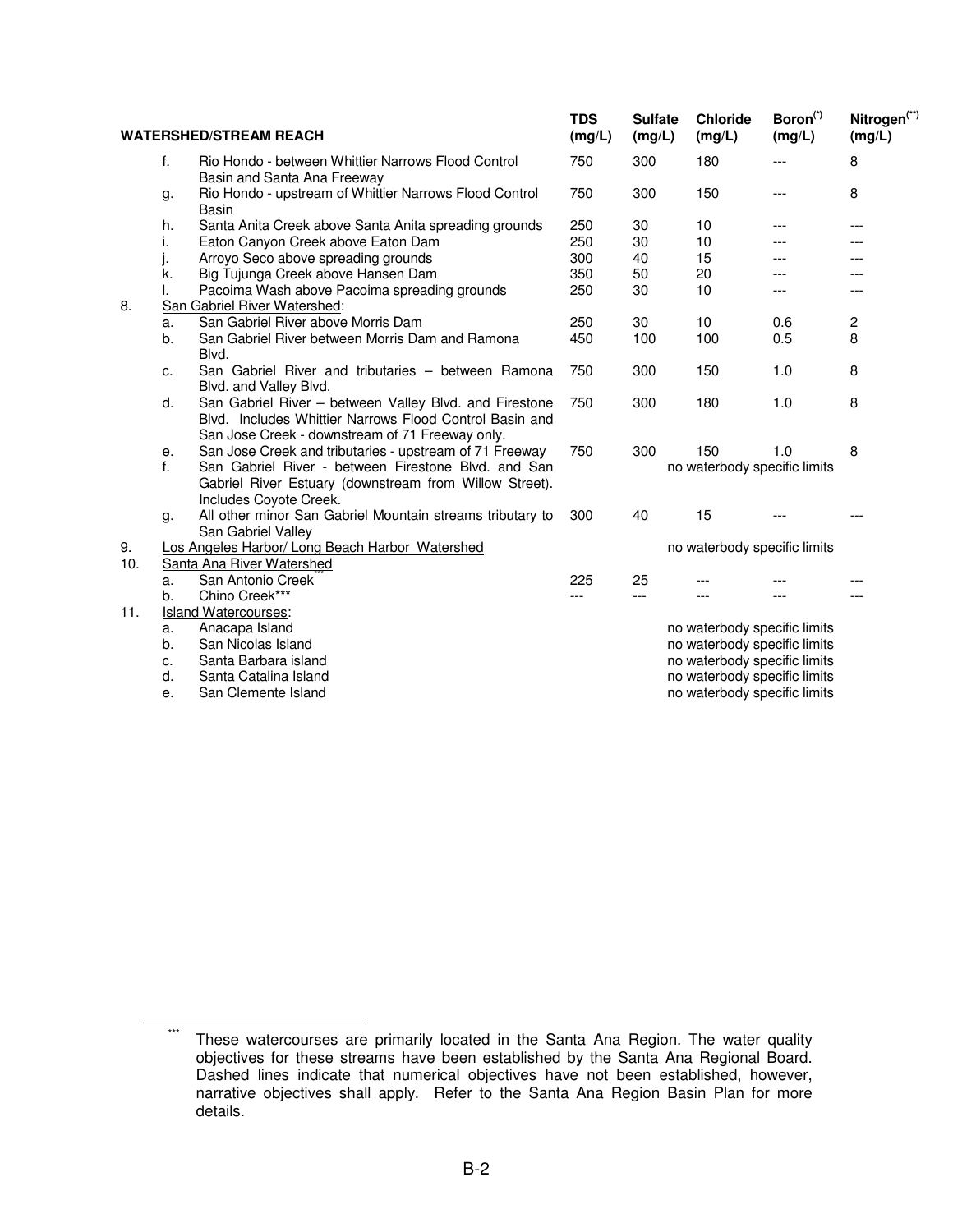| WATERSHED/STREAM REACH | | | TDS (mg/L) | Sulfate (mg/L) | Chloride (mg/L) | Boron[*] (mg/L) | Nitrogen[**] (mg/L) |
|---|---|---|---|---|---|---|---|
| | f. | Rio Hondo - between Whittier Narrows Flood Control Basin and Santa Ana Freeway | 750 | 300 | 180 | --- | 8 |
| | g. | Rio Hondo - upstream of Whittier Narrows Flood Control Basin | 750 | 300 | 150 | --- | 8 |
| | h. | Santa Anita Creek above Santa Anita spreading grounds | 250 | 30 | 10 | --- | --- |
| | i. | Eaton Canyon Creek above Eaton Dam | 250 | 30 | 10 | --- | --- |
| | j. | Arroyo Seco above spreading grounds | 300 | 40 | 15 | --- | --- |
| | k. | Big Tujunga Creek above Hansen Dam | 350 | 50 | 20 | --- | --- |
| | l. | Pacoima Wash above Pacoima spreading grounds | 250 | 30 | 10 | --- | --- |
| 8. | San Gabriel River Watershed: | | | | | | |
| | a. | San Gabriel River above Morris Dam | 250 | 30 | 10 | 0.6 | 2 |
| | b. | San Gabriel River between Morris Dam and Ramona Blvd. | 450 | 100 | 100 | 0.5 | 8 |
| | c. | San Gabriel River and tributaries – between Ramona Blvd. and Valley Blvd. | 750 | 300 | 150 | 1.0 | 8 |
| | d. | San Gabriel River – between Valley Blvd. and Firestone Blvd. Includes Whittier Narrows Flood Control Basin and San Jose Creek - downstream of 71 Freeway only. | 750 | 300 | 180 | 1.0 | 8 |
| | e. | San Jose Creek and tributaries - upstream of 71 Freeway | 750 | 300 | 150 | 1.0 | 8 |
| | f. | San Gabriel River - between Firestone Blvd. and San Gabriel River Estuary (downstream from Willow Street). Includes Coyote Creek. | | | no waterbody specific limits | | |
| | g. | All other minor San Gabriel Mountain streams tributary to San Gabriel Valley | 300 | 40 | 15 | --- | --- |
| 9. | Los Angeles Harbor/ Long Beach Harbor Watershed | | | | no waterbody specific limits | | |
| 10. | Santa Ana River Watershed | | | | | | |
| | a. | San Antonio Creek*** | 225 | 25 | --- | --- | --- |
| | b. | Chino Creek*** | --- | --- | --- | --- | --- |
| 11. | Island Watercourses: | | | | | | |
| | a. | Anacapa Island | | | no waterbody specific limits | | |
| | b. | San Nicolas Island | | | no waterbody specific limits | | |
| | c. | Santa Barbara island | | | no waterbody specific limits | | |
| | d. | Santa Catalina Island | | | no waterbody specific limits | | |
| | e. | San Clemente Island | | | no waterbody specific limits | | |

*** These watercourses are primarily located in the Santa Ana Region. The water quality objectives for these streams have been established by the Santa Ana Regional Board. Dashed lines indicate that numerical objectives have not been established, however, narrative objectives shall apply. Refer to the Santa Ana Region Basin Plan for more details.